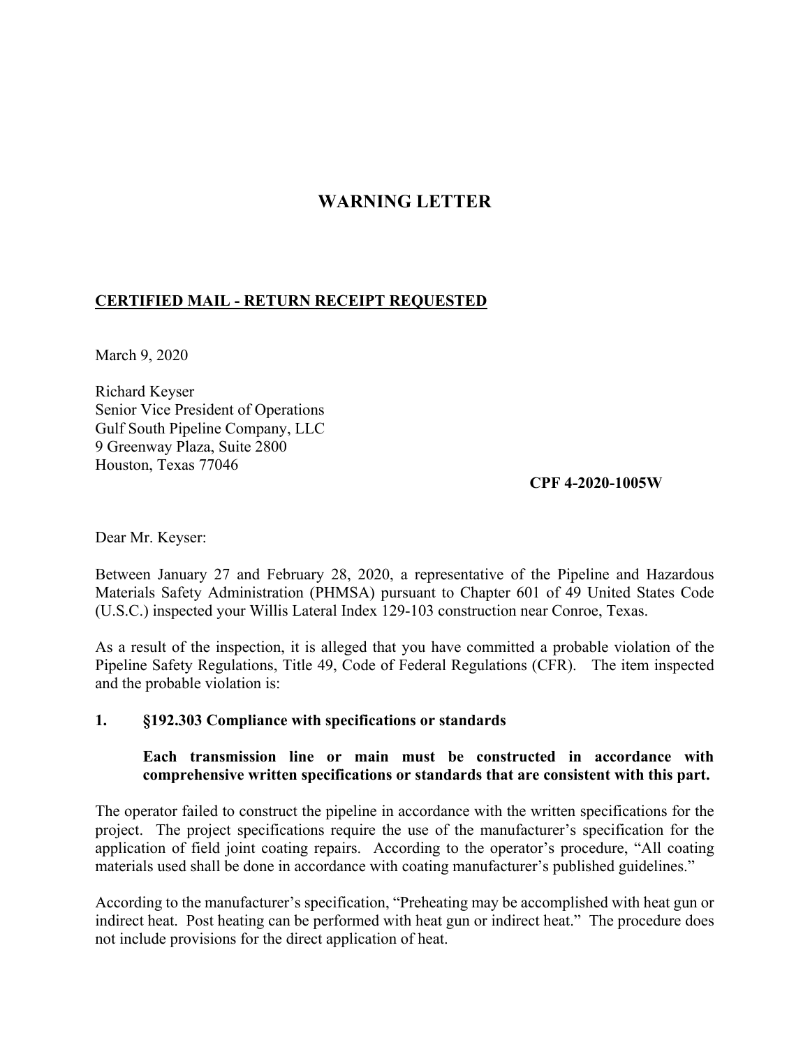# WARNING LETTER

**CERTIFIED MAIL - RETURN RECEIPT REQUESTED**

March 9, 2020

Richard Keyser
Senior Vice President of Operations
Gulf South Pipeline Company, LLC
9 Greenway Plaza, Suite 2800
Houston, Texas 77046

**CPF 4-2020-1005W**

Dear Mr. Keyser:

Between January 27 and February 28, 2020, a representative of the Pipeline and Hazardous Materials Safety Administration (PHMSA) pursuant to Chapter 601 of 49 United States Code (U.S.C.) inspected your Willis Lateral Index 129-103 construction near Conroe, Texas.

As a result of the inspection, it is alleged that you have committed a probable violation of the Pipeline Safety Regulations, Title 49, Code of Federal Regulations (CFR). The item inspected and the probable violation is:

**1. §192.303 Compliance with specifications or standards**

**Each transmission line or main must be constructed in accordance with comprehensive written specifications or standards that are consistent with this part.**

The operator failed to construct the pipeline in accordance with the written specifications for the project. The project specifications require the use of the manufacturer's specification for the application of field joint coating repairs. According to the operator's procedure, "All coating materials used shall be done in accordance with coating manufacturer's published guidelines."

According to the manufacturer's specification, "Preheating may be accomplished with heat gun or indirect heat. Post heating can be performed with heat gun or indirect heat." The procedure does not include provisions for the direct application of heat.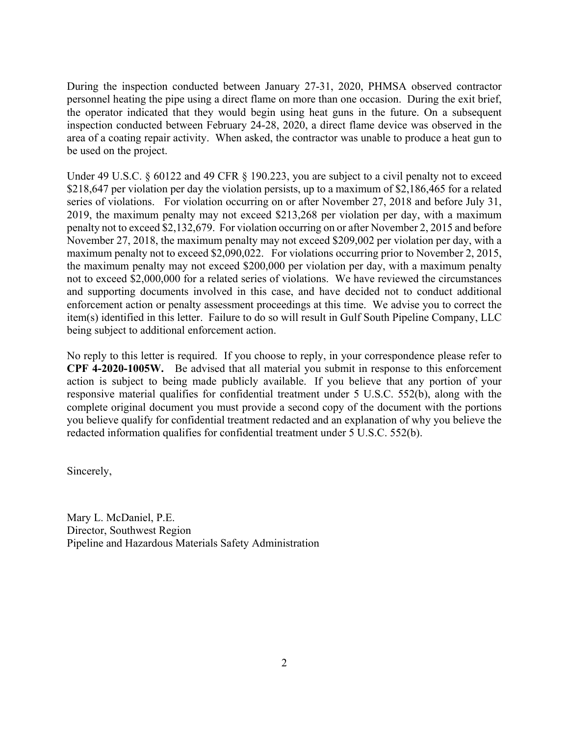During the inspection conducted between January 27-31, 2020, PHMSA observed contractor personnel heating the pipe using a direct flame on more than one occasion. During the exit brief, the operator indicated that they would begin using heat guns in the future. On a subsequent inspection conducted between February 24-28, 2020, a direct flame device was observed in the area of a coating repair activity. When asked, the contractor was unable to produce a heat gun to be used on the project.

Under 49 U.S.C. § 60122 and 49 CFR § 190.223, you are subject to a civil penalty not to exceed $218,647 per violation per day the violation persists, up to a maximum of $2,186,465 for a related series of violations. For violation occurring on or after November 27, 2018 and before July 31, 2019, the maximum penalty may not exceed $213,268 per violation per day, with a maximum penalty not to exceed $2,132,679. For violation occurring on or after November 2, 2015 and before November 27, 2018, the maximum penalty may not exceed $209,002 per violation per day, with a maximum penalty not to exceed $2,090,022. For violations occurring prior to November 2, 2015, the maximum penalty may not exceed $200,000 per violation per day, with a maximum penalty not to exceed $2,000,000 for a related series of violations. We have reviewed the circumstances and supporting documents involved in this case, and have decided not to conduct additional enforcement action or penalty assessment proceedings at this time. We advise you to correct the item(s) identified in this letter. Failure to do so will result in Gulf South Pipeline Company, LLC being subject to additional enforcement action.

No reply to this letter is required. If you choose to reply, in your correspondence please refer to **CPF 4-2020-1005W.** Be advised that all material you submit in response to this enforcement action is subject to being made publicly available. If you believe that any portion of your responsive material qualifies for confidential treatment under 5 U.S.C. 552(b), along with the complete original document you must provide a second copy of the document with the portions you believe qualify for confidential treatment redacted and an explanation of why you believe the redacted information qualifies for confidential treatment under 5 U.S.C. 552(b).

Sincerely,

Mary L. McDaniel, P.E.
Director, Southwest Region
Pipeline and Hazardous Materials Safety Administration